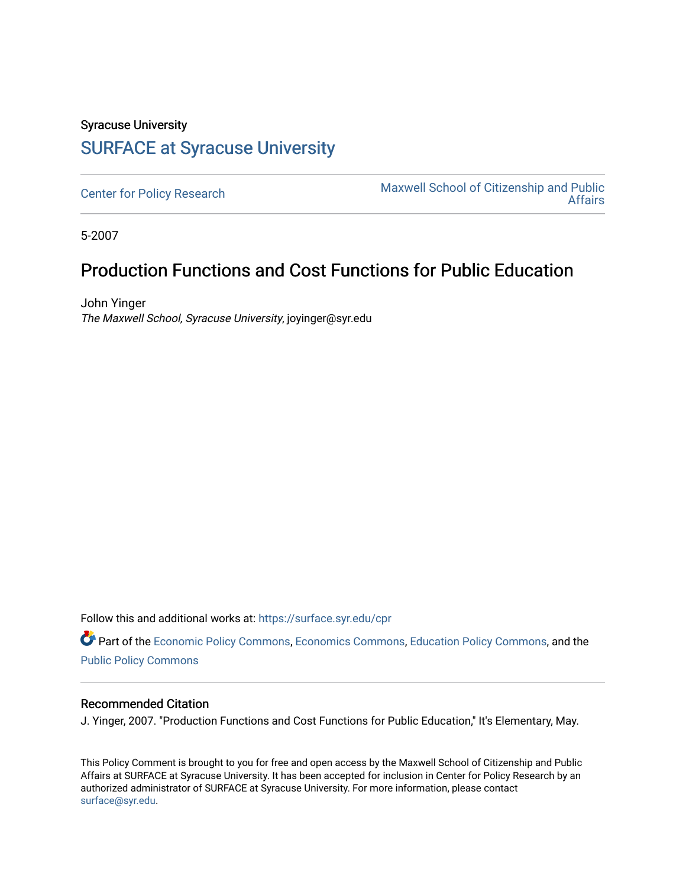Syracuse University

# SURFACE at Syracuse University

Center for Policy Research

Maxwell School of Citizenship and Public Affairs

5-2007

## Production Functions and Cost Functions for Public Education

John Yinger

*The Maxwell School, Syracuse University*, joyinger@syr.edu

Follow this and additional works at: https://surface.syr.edu/cpr

Part of the Economic Policy Commons, Economics Commons, Education Policy Commons, and the Public Policy Commons

### Recommended Citation

J. Yinger, 2007. "Production Functions and Cost Functions for Public Education," It's Elementary, May.

This Policy Comment is brought to you for free and open access by the Maxwell School of Citizenship and Public Affairs at SURFACE at Syracuse University. It has been accepted for inclusion in Center for Policy Research by an authorized administrator of SURFACE at Syracuse University. For more information, please contact surface@syr.edu.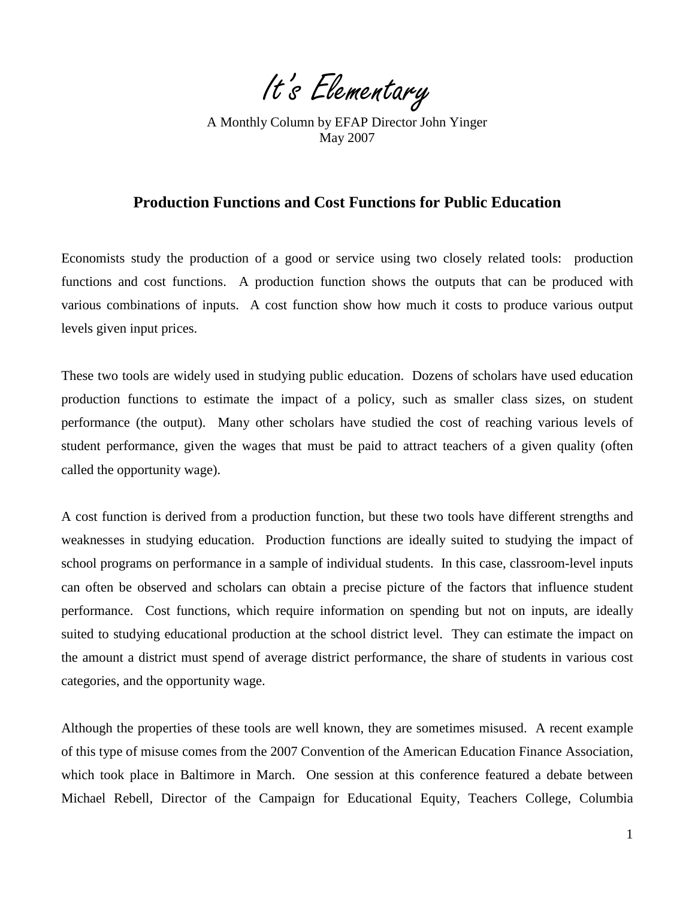# It's Elementary

A Monthly Column by EFAP Director John Yinger
May 2007

## Production Functions and Cost Functions for Public Education

Economists study the production of a good or service using two closely related tools: production functions and cost functions. A production function shows the outputs that can be produced with various combinations of inputs. A cost function show how much it costs to produce various output levels given input prices.

These two tools are widely used in studying public education. Dozens of scholars have used education production functions to estimate the impact of a policy, such as smaller class sizes, on student performance (the output). Many other scholars have studied the cost of reaching various levels of student performance, given the wages that must be paid to attract teachers of a given quality (often called the opportunity wage).

A cost function is derived from a production function, but these two tools have different strengths and weaknesses in studying education. Production functions are ideally suited to studying the impact of school programs on performance in a sample of individual students. In this case, classroom-level inputs can often be observed and scholars can obtain a precise picture of the factors that influence student performance. Cost functions, which require information on spending but not on inputs, are ideally suited to studying educational production at the school district level. They can estimate the impact on the amount a district must spend of average district performance, the share of students in various cost categories, and the opportunity wage.

Although the properties of these tools are well known, they are sometimes misused. A recent example of this type of misuse comes from the 2007 Convention of the American Education Finance Association, which took place in Baltimore in March. One session at this conference featured a debate between Michael Rebell, Director of the Campaign for Educational Equity, Teachers College, Columbia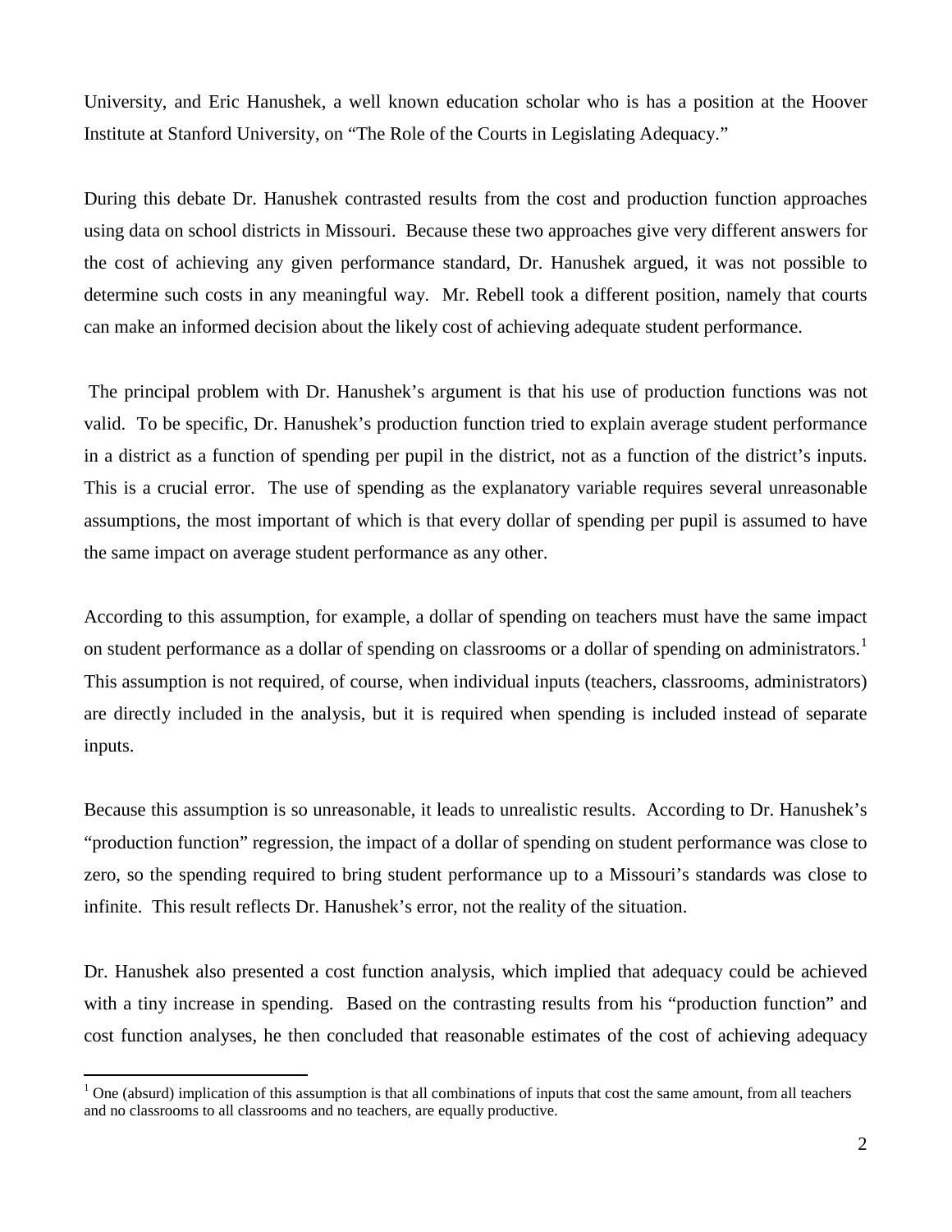University, and Eric Hanushek, a well known education scholar who is has a position at the Hoover Institute at Stanford University, on "The Role of the Courts in Legislating Adequacy."

During this debate Dr. Hanushek contrasted results from the cost and production function approaches using data on school districts in Missouri. Because these two approaches give very different answers for the cost of achieving any given performance standard, Dr. Hanushek argued, it was not possible to determine such costs in any meaningful way. Mr. Rebell took a different position, namely that courts can make an informed decision about the likely cost of achieving adequate student performance.

The principal problem with Dr. Hanushek's argument is that his use of production functions was not valid. To be specific, Dr. Hanushek's production function tried to explain average student performance in a district as a function of spending per pupil in the district, not as a function of the district's inputs. This is a crucial error. The use of spending as the explanatory variable requires several unreasonable assumptions, the most important of which is that every dollar of spending per pupil is assumed to have the same impact on average student performance as any other.

According to this assumption, for example, a dollar of spending on teachers must have the same impact on student performance as a dollar of spending on classrooms or a dollar of spending on administrators.[1] This assumption is not required, of course, when individual inputs (teachers, classrooms, administrators) are directly included in the analysis, but it is required when spending is included instead of separate inputs.

Because this assumption is so unreasonable, it leads to unrealistic results. According to Dr. Hanushek's "production function" regression, the impact of a dollar of spending on student performance was close to zero, so the spending required to bring student performance up to a Missouri's standards was close to infinite. This result reflects Dr. Hanushek's error, not the reality of the situation.

Dr. Hanushek also presented a cost function analysis, which implied that adequacy could be achieved with a tiny increase in spending. Based on the contrasting results from his "production function" and cost function analyses, he then concluded that reasonable estimates of the cost of achieving adequacy

[1] One (absurd) implication of this assumption is that all combinations of inputs that cost the same amount, from all teachers and no classrooms to all classrooms and no teachers, are equally productive.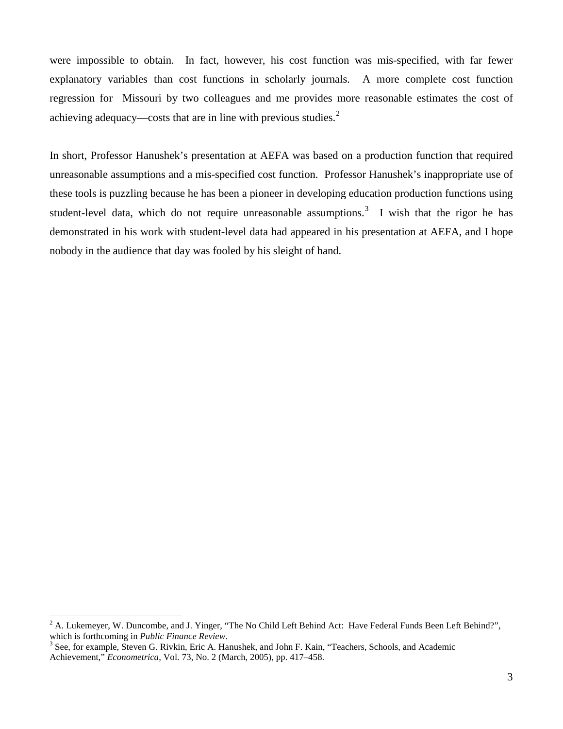were impossible to obtain. In fact, however, his cost function was mis-specified, with far fewer explanatory variables than cost functions in scholarly journals. A more complete cost function regression for Missouri by two colleagues and me provides more reasonable estimates the cost of achieving adequacy—costs that are in line with previous studies.[2]

In short, Professor Hanushek's presentation at AEFA was based on a production function that required unreasonable assumptions and a mis-specified cost function. Professor Hanushek's inappropriate use of these tools is puzzling because he has been a pioneer in developing education production functions using student-level data, which do not require unreasonable assumptions.[3] I wish that the rigor he has demonstrated in his work with student-level data had appeared in his presentation at AEFA, and I hope nobody in the audience that day was fooled by his sleight of hand.

---

[2] A. Lukemeyer, W. Duncombe, and J. Yinger, "The No Child Left Behind Act: Have Federal Funds Been Left Behind?", which is forthcoming in *Public Finance Review*.

[3] See, for example, Steven G. Rivkin, Eric A. Hanushek, and John F. Kain, "Teachers, Schools, and Academic Achievement," *Econometrica*, Vol. 73, No. 2 (March, 2005), pp. 417–458.